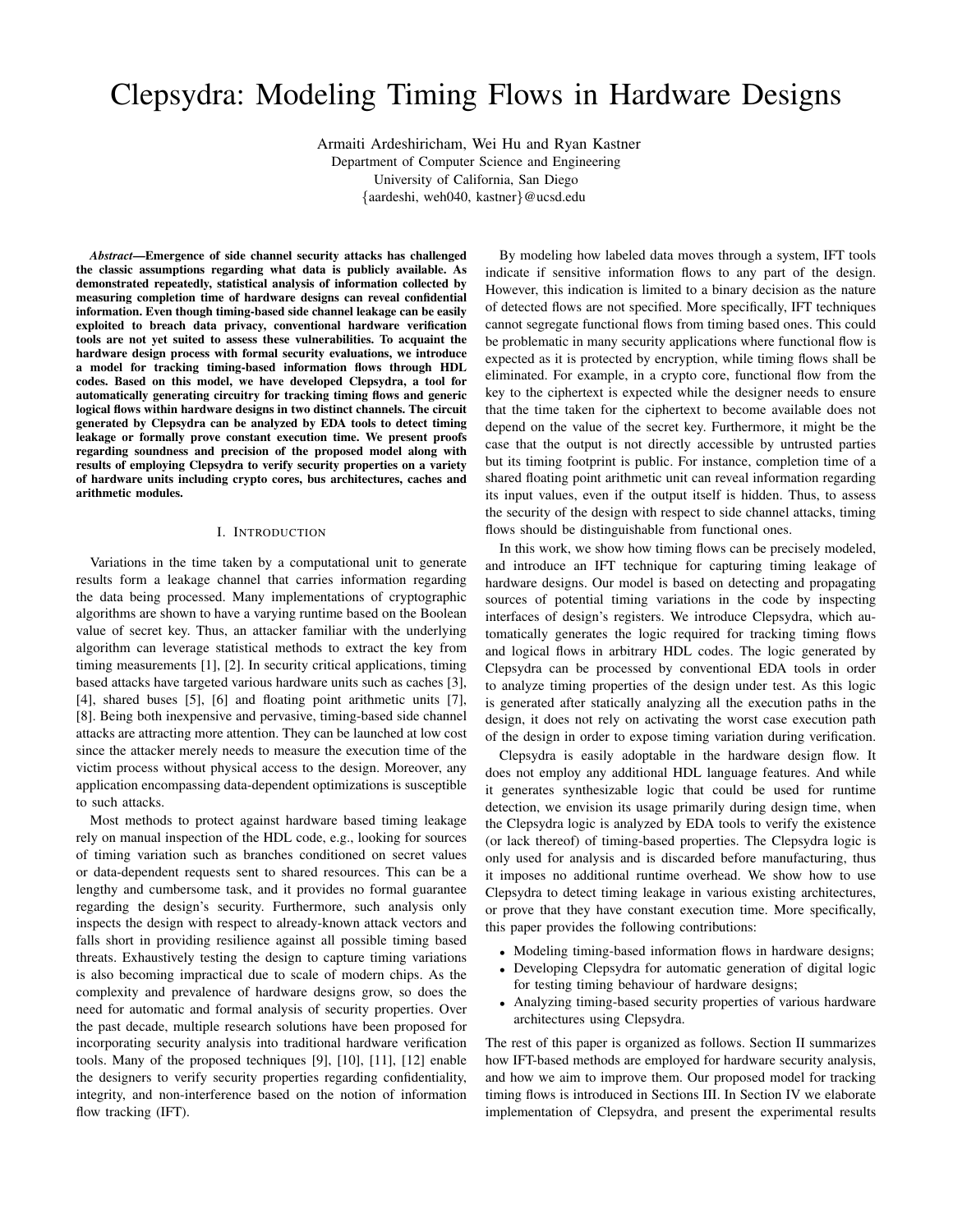# Clepsydra: Modeling Timing Flows in Hardware Designs

Armaiti Ardeshiricham, Wei Hu and Ryan Kastner
Department of Computer Science and Engineering
University of California, San Diego
{aardeshi, weh040, kastner}@ucsd.edu

***Abstract*—Emergence of side channel security attacks has challenged the classic assumptions regarding what data is publicly available. As demonstrated repeatedly, statistical analysis of information collected by measuring completion time of hardware designs can reveal confidential information. Even though timing-based side channel leakage can be easily exploited to breach data privacy, conventional hardware verification tools are not yet suited to assess these vulnerabilities. To acquaint the hardware design process with formal security evaluations, we introduce a model for tracking timing-based information flows through HDL codes. Based on this model, we have developed Clepsydra, a tool for automatically generating circuitry for tracking timing flows and generic logical flows within hardware designs in two distinct channels. The circuit generated by Clepsydra can be analyzed by EDA tools to detect timing leakage or formally prove constant execution time. We present proofs regarding soundness and precision of the proposed model along with results of employing Clepsydra to verify security properties on a variety of hardware units including crypto cores, bus architectures, caches and arithmetic modules.**

## I. Introduction

Variations in the time taken by a computational unit to generate results form a leakage channel that carries information regarding the data being processed. Many implementations of cryptographic algorithms are shown to have a varying runtime based on the Boolean value of secret key. Thus, an attacker familiar with the underlying algorithm can leverage statistical methods to extract the key from timing measurements [1], [2]. In security critical applications, timing based attacks have targeted various hardware units such as caches [3], [4], shared buses [5], [6] and floating point arithmetic units [7], [8]. Being both inexpensive and pervasive, timing-based side channel attacks are attracting more attention. They can be launched at low cost since the attacker merely needs to measure the execution time of the victim process without physical access to the design. Moreover, any application encompassing data-dependent optimizations is susceptible to such attacks.

Most methods to protect against hardware based timing leakage rely on manual inspection of the HDL code, e.g., looking for sources of timing variation such as branches conditioned on secret values or data-dependent requests sent to shared resources. This can be a lengthy and cumbersome task, and it provides no formal guarantee regarding the design's security. Furthermore, such analysis only inspects the design with respect to already-known attack vectors and falls short in providing resilience against all possible timing based threats. Exhaustively testing the design to capture timing variations is also becoming impractical due to scale of modern chips. As the complexity and prevalence of hardware designs grow, so does the need for automatic and formal analysis of security properties. Over the past decade, multiple research solutions have been proposed for incorporating security analysis into traditional hardware verification tools. Many of the proposed techniques [9], [10], [11], [12] enable the designers to verify security properties regarding confidentiality, integrity, and non-interference based on the notion of information flow tracking (IFT).

By modeling how labeled data moves through a system, IFT tools indicate if sensitive information flows to any part of the design. However, this indication is limited to a binary decision as the nature of detected flows are not specified. More specifically, IFT techniques cannot segregate functional flows from timing based ones. This could be problematic in many security applications where functional flow is expected as it is protected by encryption, while timing flows shall be eliminated. For example, in a crypto core, functional flow from the key to the ciphertext is expected while the designer needs to ensure that the time taken for the ciphertext to become available does not depend on the value of the secret key. Furthermore, it might be the case that the output is not directly accessible by untrusted parties but its timing footprint is public. For instance, completion time of a shared floating point arithmetic unit can reveal information regarding its input values, even if the output itself is hidden. Thus, to assess the security of the design with respect to side channel attacks, timing flows should be distinguishable from functional ones.

In this work, we show how timing flows can be precisely modeled, and introduce an IFT technique for capturing timing leakage of hardware designs. Our model is based on detecting and propagating sources of potential timing variations in the code by inspecting interfaces of design's registers. We introduce Clepsydra, which automatically generates the logic required for tracking timing flows and logical flows in arbitrary HDL codes. The logic generated by Clepsydra can be processed by conventional EDA tools in order to analyze timing properties of the design under test. As this logic is generated after statically analyzing all the execution paths in the design, it does not rely on activating the worst case execution path of the design in order to expose timing variation during verification.

Clepsydra is easily adoptable in the hardware design flow. It does not employ any additional HDL language features. And while it generates synthesizable logic that could be used for runtime detection, we envision its usage primarily during design time, when the Clepsydra logic is analyzed by EDA tools to verify the existence (or lack thereof) of timing-based properties. The Clepsydra logic is only used for analysis and is discarded before manufacturing, thus it imposes no additional runtime overhead. We show how to use Clepsydra to detect timing leakage in various existing architectures, or prove that they have constant execution time. More specifically, this paper provides the following contributions:

- Modeling timing-based information flows in hardware designs;
- Developing Clepsydra for automatic generation of digital logic for testing timing behaviour of hardware designs;
- Analyzing timing-based security properties of various hardware architectures using Clepsydra.

The rest of this paper is organized as follows. Section II summarizes how IFT-based methods are employed for hardware security analysis, and how we aim to improve them. Our proposed model for tracking timing flows is introduced in Sections III. In Section IV we elaborate implementation of Clepsydra, and present the experimental results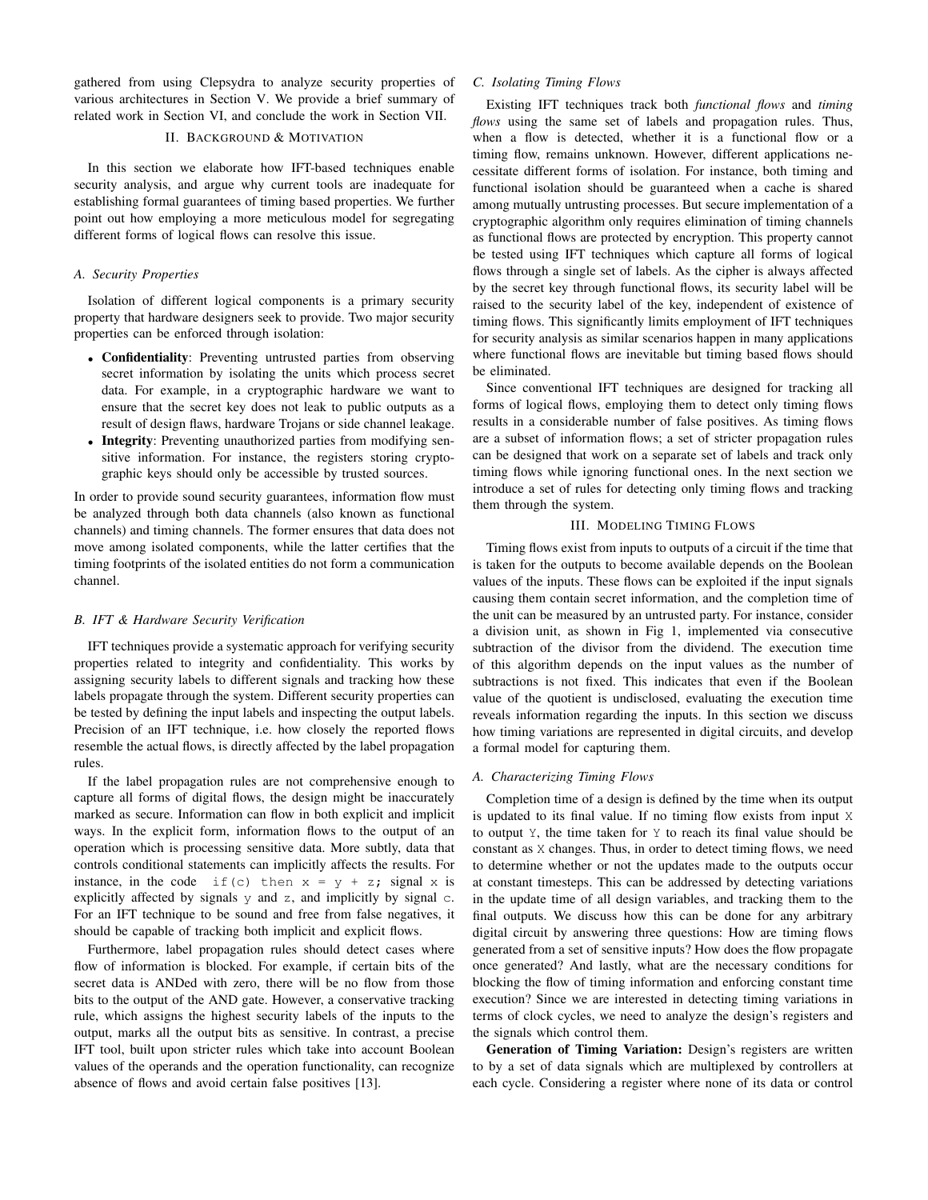gathered from using Clepsydra to analyze security properties of various architectures in Section V. We provide a brief summary of related work in Section VI, and conclude the work in Section VII.

## II. Background & Motivation

In this section we elaborate how IFT-based techniques enable security analysis, and argue why current tools are inadequate for establishing formal guarantees of timing based properties. We further point out how employing a more meticulous model for segregating different forms of logical flows can resolve this issue.

### A. Security Properties

Isolation of different logical components is a primary security property that hardware designers seek to provide. Two major security properties can be enforced through isolation:

- **Confidentiality**: Preventing untrusted parties from observing secret information by isolating the units which process secret data. For example, in a cryptographic hardware we want to ensure that the secret key does not leak to public outputs as a result of design flaws, hardware Trojans or side channel leakage.
- **Integrity**: Preventing unauthorized parties from modifying sensitive information. For instance, the registers storing cryptographic keys should only be accessible by trusted sources.

In order to provide sound security guarantees, information flow must be analyzed through both data channels (also known as functional channels) and timing channels. The former ensures that data does not move among isolated components, while the latter certifies that the timing footprints of the isolated entities do not form a communication channel.

### B. IFT & Hardware Security Verification

IFT techniques provide a systematic approach for verifying security properties related to integrity and confidentiality. This works by assigning security labels to different signals and tracking how these labels propagate through the system. Different security properties can be tested by defining the input labels and inspecting the output labels. Precision of an IFT technique, i.e. how closely the reported flows resemble the actual flows, is directly affected by the label propagation rules.

If the label propagation rules are not comprehensive enough to capture all forms of digital flows, the design might be inaccurately marked as secure. Information can flow in both explicit and implicit ways. In the explicit form, information flows to the output of an operation which is processing sensitive data. More subtly, data that controls conditional statements can implicitly affects the results. For instance, in the code `if(c) then x = y + z;` signal `x` is explicitly affected by signals `y` and `z`, and implicitly by signal `c`. For an IFT technique to be sound and free from false negatives, it should be capable of tracking both implicit and explicit flows.

Furthermore, label propagation rules should detect cases where flow of information is blocked. For example, if certain bits of the secret data is ANDed with zero, there will be no flow from those bits to the output of the AND gate. However, a conservative tracking rule, which assigns the highest security labels of the inputs to the output, marks all the output bits as sensitive. In contrast, a precise IFT tool, built upon stricter rules which take into account Boolean values of the operands and the operation functionality, can recognize absence of flows and avoid certain false positives [13].

### C. Isolating Timing Flows

Existing IFT techniques track both *functional flows* and *timing flows* using the same set of labels and propagation rules. Thus, when a flow is detected, whether it is a functional flow or a timing flow, remains unknown. However, different applications necessitate different forms of isolation. For instance, both timing and functional isolation should be guaranteed when a cache is shared among mutually untrusting processes. But secure implementation of a cryptographic algorithm only requires elimination of timing channels as functional flows are protected by encryption. This property cannot be tested using IFT techniques which capture all forms of logical flows through a single set of labels. As the cipher is always affected by the secret key through functional flows, its security label will be raised to the security label of the key, independent of existence of timing flows. This significantly limits employment of IFT techniques for security analysis as similar scenarios happen in many applications where functional flows are inevitable but timing based flows should be eliminated.

Since conventional IFT techniques are designed for tracking all forms of logical flows, employing them to detect only timing flows results in a considerable number of false positives. As timing flows are a subset of information flows; a set of stricter propagation rules can be designed that work on a separate set of labels and track only timing flows while ignoring functional ones. In the next section we introduce a set of rules for detecting only timing flows and tracking them through the system.

## III. Modeling Timing Flows

Timing flows exist from inputs to outputs of a circuit if the time that is taken for the outputs to become available depends on the Boolean values of the inputs. These flows can be exploited if the input signals causing them contain secret information, and the completion time of the unit can be measured by an untrusted party. For instance, consider a division unit, as shown in Fig 1, implemented via consecutive subtraction of the divisor from the dividend. The execution time of this algorithm depends on the input values as the number of subtractions is not fixed. This indicates that even if the Boolean value of the quotient is undisclosed, evaluating the execution time reveals information regarding the inputs. In this section we discuss how timing variations are represented in digital circuits, and develop a formal model for capturing them.

### A. Characterizing Timing Flows

Completion time of a design is defined by the time when its output is updated to its final value. If no timing flow exists from input `X` to output `Y`, the time taken for `Y` to reach its final value should be constant as `X` changes. Thus, in order to detect timing flows, we need to determine whether or not the updates made to the outputs occur at constant timesteps. This can be addressed by detecting variations in the update time of all design variables, and tracking them to the final outputs. We discuss how this can be done for any arbitrary digital circuit by answering three questions: How are timing flows generated from a set of sensitive inputs? How does the flow propagate once generated? And lastly, what are the necessary conditions for blocking the flow of timing information and enforcing constant time execution? Since we are interested in detecting timing variations in terms of clock cycles, we need to analyze the design's registers and the signals which control them.

**Generation of Timing Variation:** Design's registers are written to by a set of data signals which are multiplexed by controllers at each cycle. Considering a register where none of its data or control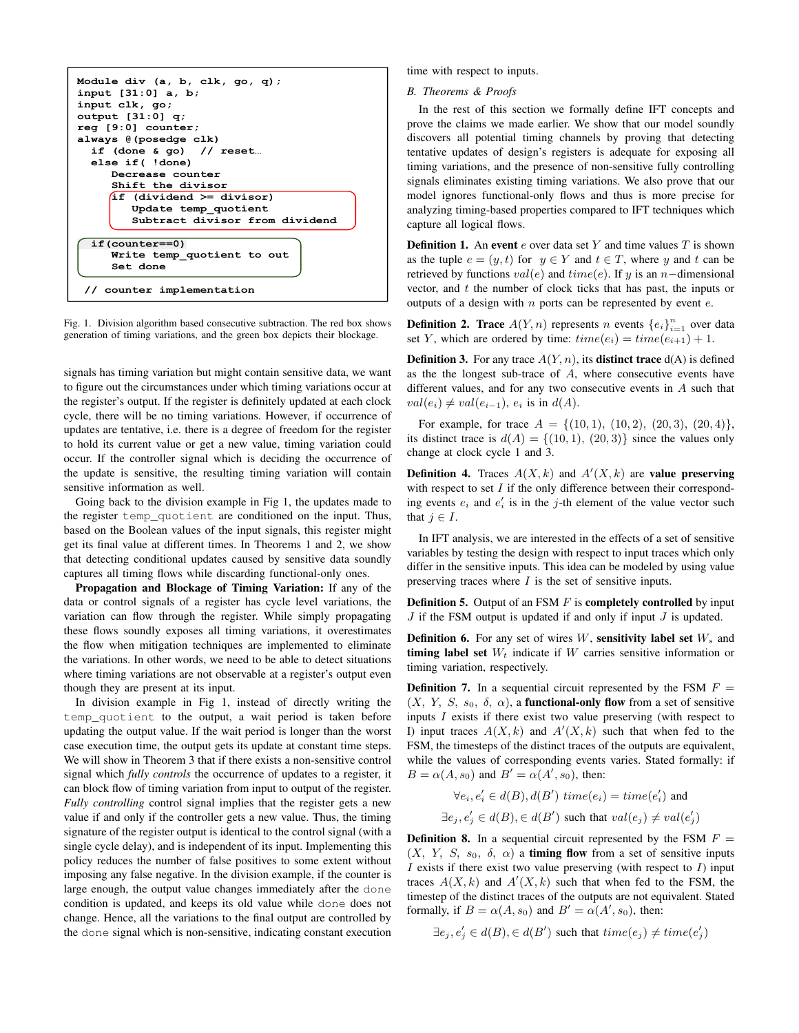```
Module div (a, b, clk, go, q);
input [31:0] a, b;
input clk, go;
output [31:0] q;
reg [9:0] counter;
always @(posedge clk)
  if (done & go)   // reset…
  else if( !done)
     Decrease counter
     Shift the divisor
     if (dividend >= divisor)
        Update temp_quotient
        Subtract divisor from dividend

  if(counter==0)
     Write temp_quotient to out
     Set done

 // counter implementation
```

Fig. 1. Division algorithm based consecutive subtraction. The red box shows generation of timing variations, and the green box depicts their blockage.

signals has timing variation but might contain sensitive data, we want to figure out the circumstances under which timing variations occur at the register's output. If the register is definitely updated at each clock cycle, there will be no timing variations. However, if occurrence of updates are tentative, i.e. there is a degree of freedom for the register to hold its current value or get a new value, timing variation could occur. If the controller signal which is deciding the occurrence of the update is sensitive, the resulting timing variation will contain sensitive information as well.

Going back to the division example in Fig 1, the updates made to the register `temp_quotient` are conditioned on the input. Thus, based on the Boolean values of the input signals, this register might get its final value at different times. In Theorems 1 and 2, we show that detecting conditional updates caused by sensitive data soundly captures all timing flows while discarding functional-only ones.

**Propagation and Blockage of Timing Variation:** If any of the data or control signals of a register has cycle level variations, the variation can flow through the register. While simply propagating these flows soundly exposes all timing variations, it overestimates the flow when mitigation techniques are implemented to eliminate the variations. In other words, we need to be able to detect situations where timing variations are not observable at a register's output even though they are present at its input.

In division example in Fig 1, instead of directly writing the `temp_quotient` to the output, a wait period is taken before updating the output value. If the wait period is longer than the worst case execution time, the output gets its update at constant time steps. We will show in Theorem 3 that if there exists a non-sensitive control signal which *fully controls* the occurrence of updates to a register, it can block flow of timing variation from input to output of the register. *Fully controlling* control signal implies that the register gets a new value if and only if the controller gets a new value. Thus, the timing signature of the register output is identical to the control signal (with a single cycle delay), and is independent of its input. Implementing this policy reduces the number of false positives to some extent without imposing any false negative. In the division example, if the counter is large enough, the output value changes immediately after the `done` condition is updated, and keeps its old value while `done` does not change. Hence, all the variations to the final output are controlled by the `done` signal which is non-sensitive, indicating constant execution time with respect to inputs.

### B. Theorems & Proofs

In the rest of this section we formally define IFT concepts and prove the claims we made earlier. We show that our model soundly discovers all potential timing channels by proving that detecting tentative updates of design's registers is adequate for exposing all timing variations, and the presence of non-sensitive fully controlling signals eliminates existing timing variations. We also prove that our model ignores functional-only flows and thus is more precise for analyzing timing-based properties compared to IFT techniques which capture all logical flows.

**Definition 1.** An **event** $e$ over data set $Y$ and time values $T$ is shown as the tuple $e = (y, t)$ for $y \in Y$ and $t \in T$, where $y$ and $t$ can be retrieved by functions $val(e)$ and $time(e)$. If $y$ is an $n-$dimensional vector, and $t$ the number of clock ticks that has past, the inputs or outputs of a design with $n$ ports can be represented by event $e$.

**Definition 2.** **Trace** $A(Y, n)$ represents $n$ events $\{e_i\}_{i=1}^{n}$ over data set $Y$, which are ordered by time: $time(e_i) = time(e_{i+1}) + 1$.

**Definition 3.** For any trace $A(Y, n)$, its **distinct trace** d(A) is defined as the the longest sub-trace of $A$, where consecutive events have different values, and for any two consecutive events in $A$ such that $val(e_i) \neq val(e_{i-1})$, $e_i$ is in $d(A)$.

For example, for trace $A = \{(10, 1), (10, 2), (20, 3), (20, 4)\}$, its distinct trace is $d(A) = \{(10, 1), (20, 3)\}$ since the values only change at clock cycle 1 and 3.

**Definition 4.** Traces $A(X, k)$ and $A'(X, k)$ are **value preserving** with respect to set $I$ if the only difference between their corresponding events $e_i$ and $e'_i$ is in the $j$-th element of the value vector such that $j \in I$.

In IFT analysis, we are interested in the effects of a set of sensitive variables by testing the design with respect to input traces which only differ in the sensitive inputs. This idea can be modeled by using value preserving traces where $I$ is the set of sensitive inputs.

**Definition 5.** Output of an FSM $F$ is **completely controlled** by input $J$ if the FSM output is updated if and only if input $J$ is updated.

**Definition 6.** For any set of wires $W$, **sensitivity label set** $W_s$ and **timing label set** $W_t$ indicate if $W$ carries sensitive information or timing variation, respectively.

**Definition 7.** In a sequential circuit represented by the FSM $F = (X,\ Y,\ S,\ s_0,\ \delta,\ \alpha)$, a **functional-only flow** from a set of sensitive inputs $I$ exists if there exist two value preserving (with respect to I) input traces $A(X, k)$ and $A'(X, k)$ such that when fed to the FSM, the timesteps of the distinct traces of the outputs are equivalent, while the values of corresponding events varies. Stated formally: if $B = \alpha(A, s_0)$ and $B' = \alpha(A', s_0)$, then:

$$\forall e_i, e'_i \in d(B), d(B')\ time(e_i) = time(e'_i) \text{ and}$$

$$\exists e_j, e'_j \in d(B), \in d(B') \text{ such that } val(e_j) \neq val(e'_j)$$

**Definition 8.** In a sequential circuit represented by the FSM $F = (X,\ Y,\ S,\ s_0,\ \delta,\ \alpha)$ a **timing flow** from a set of sensitive inputs $I$ exists if there exist two value preserving (with respect to $I$) input traces $A(X, k)$ and $A'(X, k)$ such that when fed to the FSM, the timestep of the distinct traces of the outputs are not equivalent. Stated formally, if $B = \alpha(A, s_0)$ and $B' = \alpha(A', s_0)$, then:

$$\exists e_j, e'_j \in d(B), \in d(B') \text{ such that } time(e_j) \neq time(e'_j)$$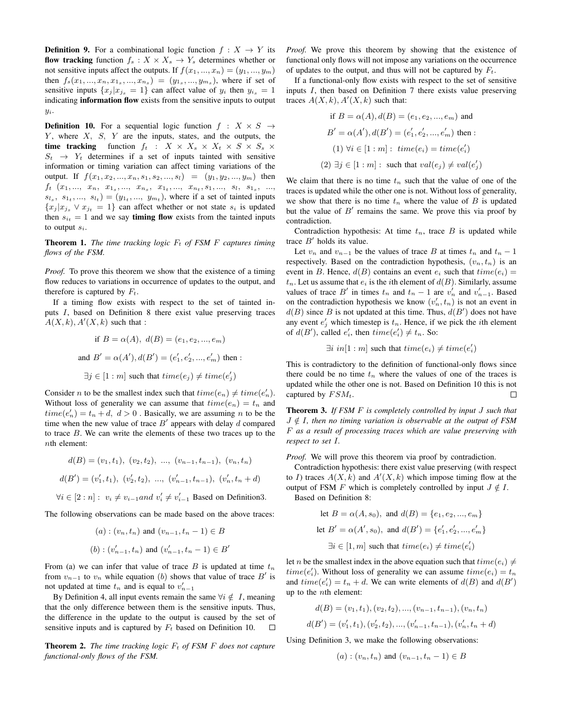**Definition 9.** For a combinational logic function $f : X \rightarrow Y$ its **flow tracking** function $f_s : X \times X_s \rightarrow Y_s$ determines whether or not sensitive inputs affect the outputs. If $f(x_1, ..., x_n) = (y_1, ..., y_m)$ then $f_s(x_1, ..., x_n, x_{1_s}, ..., x_{n_s}) = (y_{1_s}, ..., y_{m_s})$, where if set of sensitive inputs $\{x_j | x_{j_s} = 1\}$ can affect value of $y_i$ then $y_{i_s} = 1$ indicating **information flow** exists from the sensitive inputs to output $y_i$.

**Definition 10.** For a sequential logic function $f : X \times S \rightarrow Y$, where $X$, $S$, $Y$ are the inputs, states, and the outputs, the **time tracking** function $f_t : X \times X_s \times X_t \times S \times S_s \times S_t \rightarrow Y_t$ determines if a set of inputs tainted with sensitive information or timing variation can affect timing variations of the output. If $f(x_1, x_2, ..., x_n, s_1, s_2, ..., s_l) = (y_1, y_2, ..., y_m)$ then $f_t\ (x_1, ...,\ x_n,\ x_{1_s}, ...,\ x_{n_s},\ x_{1_t}, ...,\ x_{n_t}, s_1, ...,\ s_l,\ s_{1_s},\ ...,\ s_{l_s},\ s_{1_t}, ...,\ s_{l_t}) = (y_{1_t}, ...,\ y_{m_t})$, where if a set of tainted inputs $\{x_j | x_{j_s} \vee x_{j_t} = 1\}$ can affect whether or not state $s_i$ is updated then $s_{i_t} = 1$ and we say **timing flow** exists from the tainted inputs to output $s_i$.

**Theorem 1.** *The time tracking logic $F_t$ of FSM $F$ captures timing flows of the FSM.*

*Proof.* To prove this theorem we show that the existence of a timing flow reduces to variations in occurrence of updates to the output, and therefore is captured by $F_t$.

If a timing flow exists with respect to the set of tainted inputs $I$, based on Definition 8 there exist value preserving traces $A(X, k), A'(X, k)$ such that :

$$\text{if } B = \alpha(A),\ d(B) = (e_1, e_2, ..., e_m)$$
$$\text{and } B' = \alpha(A'), d(B') = (e'_1, e'_2, ..., e'_m) \text{ then :}$$
$$\exists j \in [1 : m] \text{ such that } time(e_j) \neq time(e'_j)$$

Consider $n$ to be the smallest index such that $time(e_n) \neq time(e'_n)$. Without loss of generality we can assume that $time(e_n) = t_n$ and $time(e'_n) = t_n + d,\ d > 0$ . Basically, we are assuming $n$ to be the time when the new value of trace $B'$ appears with delay $d$ compared to trace $B$. We can write the elements of these two traces up to the $n$th element:

$$d(B) = (v_1, t_1),\ (v_2, t_2),\ ...,\ (v_{n-1}, t_{n-1}),\ (v_n, t_n)$$
$$d(B') = (v'_1, t_1),\ (v'_2, t_2),\ ...,\ (v'_{n-1}, t_{n-1}),\ (v'_n, t_n + d)$$
$$\forall i \in [2 : n] :\ v_i \neq v_{i-1} and\ v'_i \neq v'_{i-1} \text{ Based on Definition3.}$$

The following observations can be made based on the above traces:

$$(a) : (v_n, t_n) \text{ and } (v_{n-1}, t_n - 1) \in B$$
$$(b) : (v'_{n-1}, t_n) \text{ and } (v'_{n-1}, t_n - 1) \in B'$$

From (a) we can infer that value of trace $B$ is updated at time $t_n$ from $v_{n-1}$ to $v_n$ while equation $(b)$ shows that value of trace $B'$ is not updated at time $t_n$ and is equal to $v'_{n-1}$

By Definition 4, all input events remain the same $\forall i \notin I$, meaning that the only difference between them is the sensitive inputs. Thus, the difference in the update to the output is caused by the set of sensitive inputs and is captured by $F_t$ based on Definition 10. ☐

**Theorem 2.** *The time tracking logic $F_t$ of FSM $F$ does not capture functional-only flows of the FSM.*

*Proof.* We prove this theorem by showing that the existence of functional only flows will not impose any variations on the occurrence of updates to the output, and thus will not be captured by $F_t$.

If a functional-only flow exists with respect to the set of sensitive inputs $I$, then based on Definition 7 there exists value preserving traces $A(X, k), A'(X, k)$ such that:

$$\text{if } B = \alpha(A), d(B) = (e_1, e_2, ..., e_m) \text{ and}$$
$$B' = \alpha(A'), d(B') = (e'_1, e'_2, ..., e'_m) \text{ then :}$$
$$(1)\ \forall i \in [1 : m] :\ time(e_i) = time(e'_i)$$
$$(2)\ \exists j \in [1 : m] :\ \text{such that } val(e_j) \neq val(e'_j)$$

We claim that there is no time $t_n$ such that the value of one of the traces is updated while the other one is not. Without loss of generality, we show that there is no time $t_n$ where the value of $B$ is updated but the value of $B'$ remains the same. We prove this via proof by contradiction.

Contradiction hypothesis: At time $t_n$, trace $B$ is updated while trace $B'$ holds its value.

Let $v_n$ and $v_{n-1}$ be the values of trace $B$ at times $t_n$ and $t_n - 1$ respectively. Based on the contradiction hypothesis, $(v_n, t_n)$ is an event in $B$. Hence, $d(B)$ contains an event $e_i$ such that $time(e_i) = t_n$. Let us assume that $e_i$ is the $i$th element of $d(B)$. Similarly, assume values of trace $B'$ in times $t_n$ and $t_n - 1$ are $v'_n$ and $v'_{n-1}$. Based on the contradiction hypothesis we know $(v'_n, t_n)$ is not an event in $d(B)$ since $B$ is not updated at this time. Thus, $d(B')$ does not have any event $e'_j$ which timestep is $t_n$. Hence, if we pick the $i$th element of $d(B')$, called $e'_i$, then $time(e'_i) \neq t_n$. So:

$$\exists i\ in[1 : m] \text{ such that } time(e_i) \neq time(e'_i)$$

This is contradictory to the definition of functional-only flows since there could be no time $t_n$ where the values of one of the traces is updated while the other one is not. Based on Definition 10 this is not captured by $FSM_t$. ☐

**Theorem 3.** *If FSM $F$ is completely controlled by input $J$ such that $J \notin I$, then no timing variation is observable at the output of FSM $F$ as a result of processing traces which are value preserving with respect to set $I$.*

*Proof.* We will prove this theorem via proof by contradiction.

Contradiction hypothesis: there exist value preserving (with respect to $I$) traces $A(X, k)$ and $A'(X, k)$ which impose timing flow at the output of FSM $F$ which is completely controlled by input $J \notin I$.

Based on Definition 8:

$$\text{let } B = \alpha(A, s_0),\ \text{and } d(B) = \{e_1, e_2, ..., e_m\}$$
$$\text{let } B' = \alpha(A', s_0),\ \text{and } d(B') = \{e'_1, e'_2, ..., e'_m\}$$
$$\exists i \in [1, m] \text{ such that } time(e_i) \neq time(e'_i)$$

let $n$ be the smallest index in the above equation such that $time(e_i) \neq time(e'_i)$. Without loss of generality we can assume $time(e_i) = t_n$ and $time(e'_i) = t_n + d$. We can write elements of $d(B)$ and $d(B')$ up to the $n$th element:

$$d(B) = (v_1, t_1), (v_2, t_2), ..., (v_{n-1}, t_{n-1}), (v_n, t_n)$$
$$d(B') = (v'_1, t_1), (v'_2, t_2), ..., (v'_{n-1}, t_{n-1}), (v'_n, t_n + d)$$

Using Definition 3, we make the following observations:

$$(a) : (v_n, t_n) \text{ and } (v_{n-1}, t_n - 1) \in B$$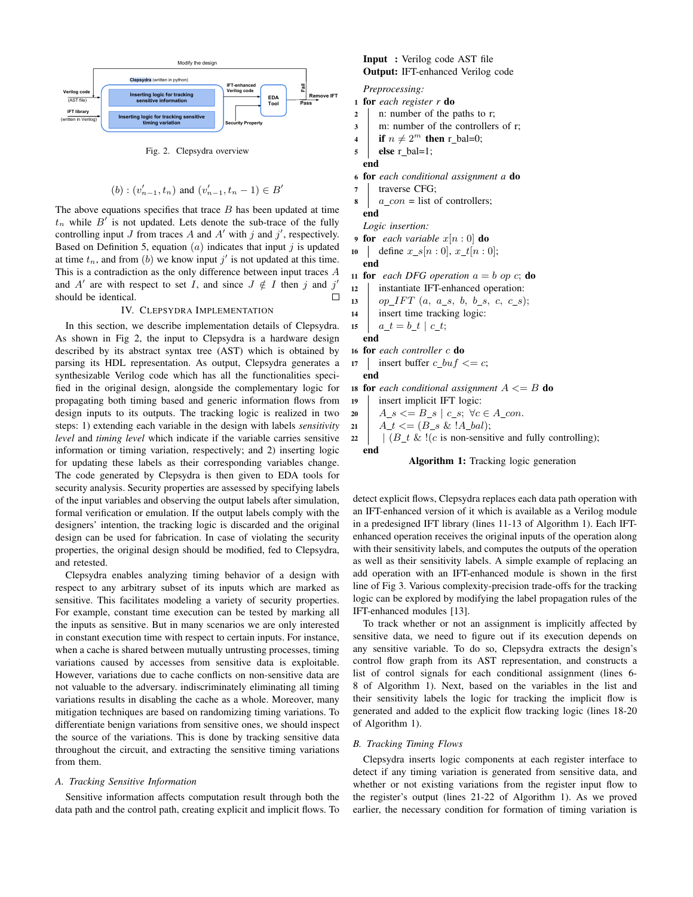Fig. 2. Clepsydra overview

$$(b) : (v'_{n-1}, t_n) \text{ and } (v'_{n-1}, t_n - 1) \in B'$$

The above equations specifies that trace $B$ has been updated at time $t_n$ while $B'$ is not updated. Lets denote the sub-trace of the fully controlling input $J$ from traces $A$ and $A'$ with $j$ and $j'$, respectively. Based on Definition 5, equation $(a)$ indicates that input $j$ is updated at time $t_n$, and from $(b)$ we know input $j'$ is not updated at this time. This is a contradiction as the only difference between input traces $A$ and $A'$ are with respect to set $I$, and since $J \notin I$ then $j$ and $j'$ should be identical. □

## IV. Clepsydra Implementation

In this section, we describe implementation details of Clepsydra. As shown in Fig 2, the input to Clepsydra is a hardware design described by its abstract syntax tree (AST) which is obtained by parsing its HDL representation. As output, Clepsydra generates a synthesizable Verilog code which has all the functionalities specified in the original design, alongside the complementary logic for propagating both timing based and generic information flows from design inputs to its outputs. The tracking logic is realized in two steps: 1) extending each variable in the design with labels *sensitivity level* and *timing level* which indicate if the variable carries sensitive information or timing variation, respectively; and 2) inserting logic for updating these labels as their corresponding variables change. The code generated by Clepsydra is then given to EDA tools for security analysis. Security properties are assessed by specifying labels of the input variables and observing the output labels after simulation, formal verification or emulation. If the output labels comply with the designers' intention, the tracking logic is discarded and the original design can be used for fabrication. In case of violating the security properties, the original design should be modified, fed to Clepsydra, and retested.

Clepsydra enables analyzing timing behavior of a design with respect to any arbitrary subset of its inputs which are marked as sensitive. This facilitates modeling a variety of security properties. For example, constant time execution can be tested by marking all the inputs as sensitive. But in many scenarios we are only interested in constant execution time with respect to certain inputs. For instance, when a cache is shared between mutually untrusting processes, timing variations caused by accesses from sensitive data is exploitable. However, variations due to cache conflicts on non-sensitive data are not valuable to the adversary. indiscriminately eliminating all timing variations results in disabling the cache as a whole. Moreover, many mitigation techniques are based on randomizing timing variations. To differentiate benign variations from sensitive ones, we should inspect the source of the variations. This is done by tracking sensitive data throughout the circuit, and extracting the sensitive timing variations from them.

### A. Tracking Sensitive Information

Sensitive information affects computation result through both the data path and the control path, creating explicit and implicit flows. To detect explicit flows, Clepsydra replaces each data path operation with an IFT-enhanced version of it which is available as a Verilog module in a predesigned IFT library (lines 11-13 of Algorithm 1). Each IFT-enhanced operation receives the original inputs of the operation along with their sensitivity labels, and computes the outputs of the operation as well as their sensitivity labels. A simple example of replacing an add operation with an IFT-enhanced module is shown in the first line of Fig 3. Various complexity-precision trade-offs for the tracking logic can be explored by modifying the label propagation rules of the IFT-enhanced modules [13].

To track whether or not an assignment is implicitly affected by sensitive data, we need to figure out if its execution depends on any sensitive variable. To do so, Clepsydra extracts the design's control flow graph from its AST representation, and constructs a list of control signals for each conditional assignment (lines 6-8 of Algorithm 1). Next, based on the variables in the list and their sensitivity labels the logic for tracking the implicit flow is generated and added to the explicit flow tracking logic (lines 18-20 of Algorithm 1).

**Input :** Verilog code AST file
**Output:** IFT-enhanced Verilog code

```
   Preprocessing:
1  for each register r do
2  |   n: number of the paths to r;
3  |   m: number of the controllers of r;
4  |   if n ≠ 2^m then r_bal=0;
5  |   else r_bal=1;
   end
6  for each conditional assignment a do
7  |   traverse CFG;
8  |   a_con = list of controllers;
   end
   Logic insertion:
9  for each variable x[n:0] do
10 |   define x_s[n:0], x_t[n:0];
   end
11 for each DFG operation a = b op c; do
12 |   instantiate IFT-enhanced operation:
13 |   op_IFT (a, a_s, b, b_s, c, c_s);
14 |   insert time tracking logic:
15 |   a_t = b_t | c_t;
   end
16 for each controller c do
17 |   insert buffer c_buf <= c;
   end
18 for each conditional assignment A <= B do
19 |   insert implicit IFT logic:
20 |   A_s <= B_s | c_s; ∀c ∈ A_con.
21 |   A_t <= (B_s & !A_bal);
22 |   | (B_t & !(c is non-sensitive and fully controlling);
   end
```

**Algorithm 1:** Tracking logic generation

### B. Tracking Timing Flows

Clepsydra inserts logic components at each register interface to detect if any timing variation is generated from sensitive data, and whether or not existing variations from the register input flow to the register's output (lines 21-22 of Algorithm 1). As we proved earlier, the necessary condition for formation of timing variation is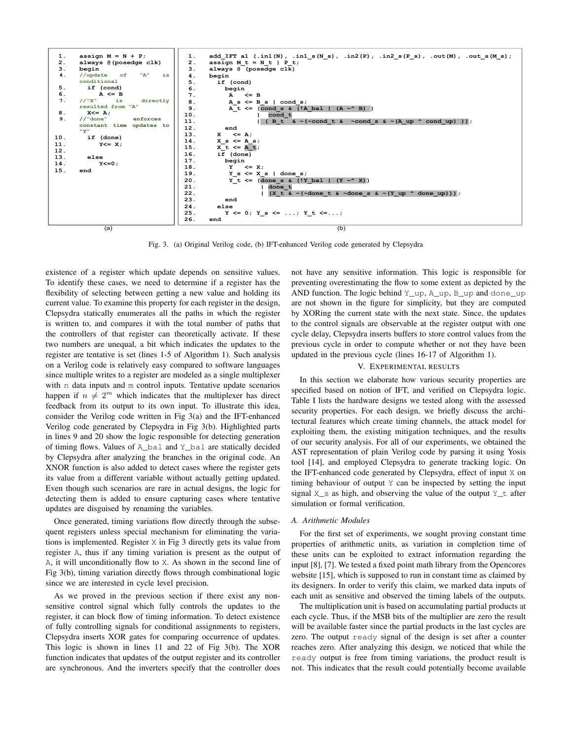```
1.    assign M = N + P;
2.    always @(posedge clk)
3.    begin
4.    //update of "A" is
      conditional
5.      if (cond)
6.        A <= B
7.    //"X" is directly
      resulted from "A"
8.      X<= A;
9.    //"done" enforces
      constant time updates to
      "Y"
10.     if (done)
11.       Y<= X;
12.
13.     else
14.       Y<=0;
15.   end
```

(a)

```
1.    add_IFT a1 (.in1(N), .in1_s(N_s), .in2(P), .in2_s(P_s), .out(M), .out_s(M_s);
2.    assign M_t = N_t | P_t;
3.    always @ (posedge clk)
4.    begin
5.      if (cond)
6.        begin
7.          A   <= B
8.          A_s <= B_s | cond_s;
9.          A_t <= (cond_s & (!A_bal | (A ~^ B) )
10.                | cond_t
11.                | ( B_t  & ~(~cond_t &  ~cond_s & ~(A_up ^ cond_up) ));
12.       end
13.     X   <= A;
14.     X_s <= A_s;
15.     X_t <= A_t;
16.     if (done)
17.       begin
18.         Y   <= X;
19.         Y_s <= X_s | done_s;
20.         Y_t <= (done_s & (!Y_bal | (Y ~^ X))
21.                | done_t
22.                | (X_t & ~(~done_t & ~done_s & ~(Y_up ^ done_up)));
23.       end
24.     else
25.       Y <= 0; Y_s <= ...; Y_t <=...;
26.   end
```

(b)

Fig. 3. (a) Original Verilog code, (b) IFT-enhanced Verilog code generated by Clepsydra

existence of a register which update depends on sensitive values. To identify these cases, we need to determine if a register has the flexibility of selecting between getting a new value and holding its current value. To examine this property for each register in the design, Clepsydra statically enumerates all the paths in which the register is written to, and compares it with the total number of paths that the controllers of that register can theoretically activate. If these two numbers are unequal, a bit which indicates the updates to the register are tentative is set (lines 1-5 of Algorithm 1). Such analysis on a Verilog code is relatively easy compared to software languages since multiple writes to a register are modeled as a single multiplexer with n data inputs and m control inputs. Tentative update scenarios happen if $n \neq 2^m$ which indicates that the multiplexer has direct feedback from its output to its own input. To illustrate this idea, consider the Verilog code written in Fig 3(a) and the IFT-enhanced Verilog code generated by Clepsydra in Fig 3(b). Highlighted parts in lines 9 and 20 show the logic responsible for detecting generation of timing flows. Values of A_bal and Y_bal are statically decided by Clepsydra after analyzing the branches in the original code. An XNOR function is also added to detect cases where the register gets its value from a different variable without actually getting updated. Even though such scenarios are rare in actual designs, the logic for detecting them is added to ensure capturing cases where tentative updates are disguised by renaming the variables.

Once generated, timing variations flow directly through the subsequent registers unless special mechanism for eliminating the variations is implemented. Register X in Fig 3 directly gets its value from register A, thus if any timing variation is present as the output of A, it will unconditionally flow to X. As shown in the second line of Fig 3(b), timing variation directly flows through combinational logic since we are interested in cycle level precision.

As we proved in the previous section if there exist any non-sensitive control signal which fully controls the updates to the register, it can block flow of timing information. To detect existence of fully controlling signals for conditional assignments to registers, Clepsydra inserts XOR gates for comparing occurrence of updates. This logic is shown in lines 11 and 22 of Fig 3(b). The XOR function indicates that updates of the output register and its controller are synchronous. And the inverters specify that the controller does not have any sensitive information. This logic is responsible for preventing overestimating the flow to some extent as depicted by the AND function. The logic behind Y_up, A_up, B_up and done_up are not shown in the figure for simplicity, but they are computed by XORing the current state with the next state. Since, the updates to the control signals are observable at the register output with one cycle delay, Clepsydra inserts buffers to store control values from the previous cycle in order to compute whether or not they have been updated in the previous cycle (lines 16-17 of Algorithm 1).

## V. Experimental results

In this section we elaborate how various security properties are specified based on notion of IFT, and verified on Clepsydra logic. Table I lists the hardware designs we tested along with the assessed security properties. For each design, we briefly discuss the architectural features which create timing channels, the attack model for exploiting them, the existing mitigation techniques, and the results of our security analysis. For all of our experiments, we obtained the AST representation of plain Verilog code by parsing it using Yosis tool [14], and employed Clepsydra to generate tracking logic. On the IFT-enhanced code generated by Clepsydra, effect of input X on timing behaviour of output Y can be inspected by setting the input signal X_s as high, and observing the value of the output Y_t after simulation or formal verification.

### A. Arithmetic Modules

For the first set of experiments, we sought proving constant time properties of arithmetic units, as variation in completion time of these units can be exploited to extract information regarding the input [8], [7]. We tested a fixed point math library from the Opencores website [15], which is supposed to run in constant time as claimed by its designers. In order to verify this claim, we marked data inputs of each unit as sensitive and observed the timing labels of the outputs.

The multiplication unit is based on accumulating partial products at each cycle. Thus, if the MSB bits of the multiplier are zero the result will be available faster since the partial products in the last cycles are zero. The output ready signal of the design is set after a counter reaches zero. After analyzing this design, we noticed that while the ready output is free from timing variations, the product result is not. This indicates that the result could potentially become available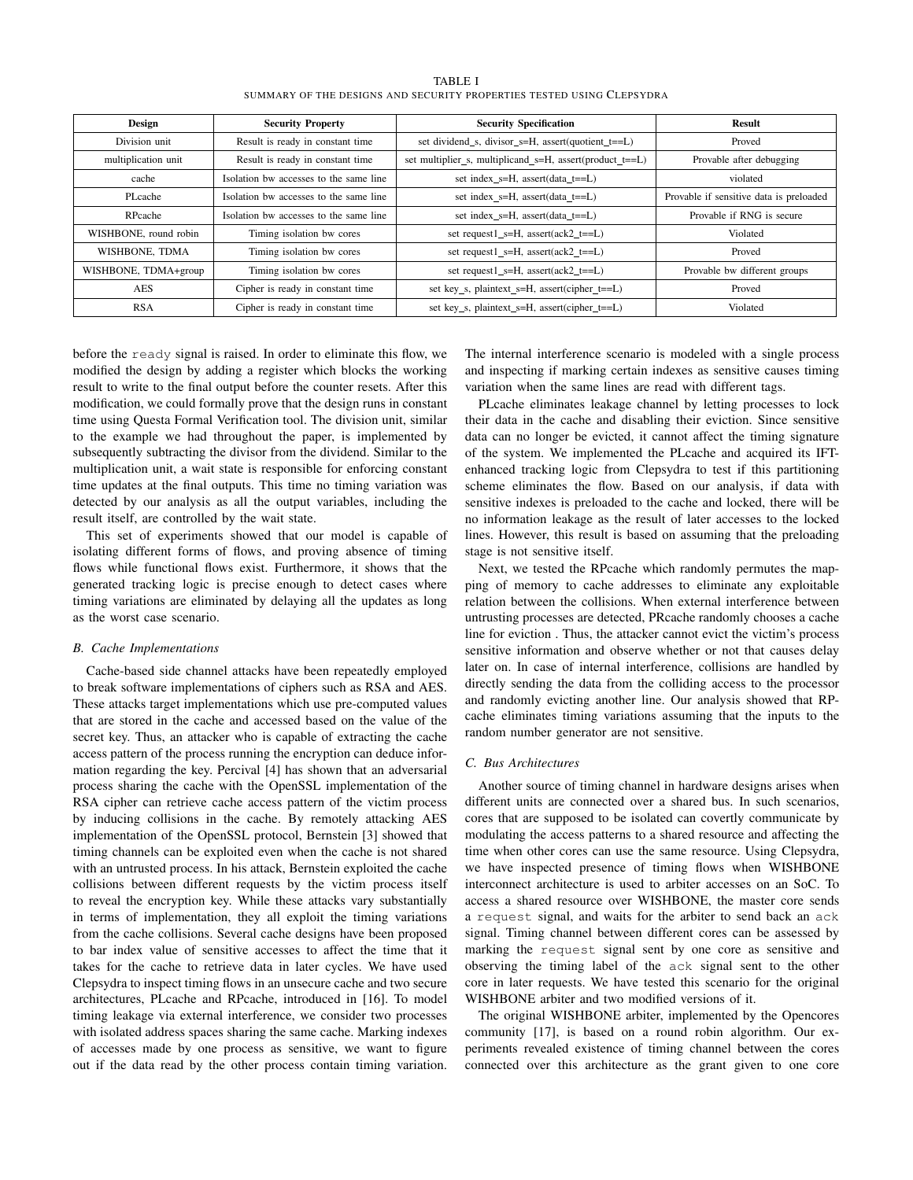TABLE I
SUMMARY OF THE DESIGNS AND SECURITY PROPERTIES TESTED USING CLEPSYDRA

| Design | Security Property | Security Specification | Result |
|---|---|---|---|
| Division unit | Result is ready in constant time | set dividend_s, divisor_s=H, assert(quotient_t==L) | Proved |
| multiplication unit | Result is ready in constant time | set multiplier_s, multiplicand_s=H, assert(product_t==L) | Provable after debugging |
| cache | Isolation bw accesses to the same line | set index_s=H, assert(data_t==L) | violated |
| PLcache | Isolation bw accesses to the same line | set index_s=H, assert(data_t==L) | Provable if sensitive data is preloaded |
| RPcache | Isolation bw accesses to the same line | set index_s=H, assert(data_t==L) | Provable if RNG is secure |
| WISHBONE, round robin | Timing isolation bw cores | set request1_s=H, assert(ack2_t==L) | Violated |
| WISHBONE, TDMA | Timing isolation bw cores | set request1_s=H, assert(ack2_t==L) | Proved |
| WISHBONE, TDMA+group | Timing isolation bw cores | set request1_s=H, assert(ack2_t==L) | Provable bw different groups |
| AES | Cipher is ready in constant time | set key_s, plaintext_s=H, assert(cipher_t==L) | Proved |
| RSA | Cipher is ready in constant time | set key_s, plaintext_s=H, assert(cipher_t==L) | Violated |

before the `ready` signal is raised. In order to eliminate this flow, we modified the design by adding a register which blocks the working result to write to the final output before the counter resets. After this modification, we could formally prove that the design runs in constant time using Questa Formal Verification tool. The division unit, similar to the example we had throughout the paper, is implemented by subsequently subtracting the divisor from the dividend. Similar to the multiplication unit, a wait state is responsible for enforcing constant time updates at the final outputs. This time no timing variation was detected by our analysis as all the output variables, including the result itself, are controlled by the wait state.

This set of experiments showed that our model is capable of isolating different forms of flows, and proving absence of timing flows while functional flows exist. Furthermore, it shows that the generated tracking logic is precise enough to detect cases where timing variations are eliminated by delaying all the updates as long as the worst case scenario.

### *B. Cache Implementations*

Cache-based side channel attacks have been repeatedly employed to break software implementations of ciphers such as RSA and AES. These attacks target implementations which use pre-computed values that are stored in the cache and accessed based on the value of the secret key. Thus, an attacker who is capable of extracting the cache access pattern of the process running the encryption can deduce information regarding the key. Percival [4] has shown that an adversarial process sharing the cache with the OpenSSL implementation of the RSA cipher can retrieve cache access pattern of the victim process by inducing collisions in the cache. By remotely attacking AES implementation of the OpenSSL protocol, Bernstein [3] showed that timing channels can be exploited even when the cache is not shared with an untrusted process. In his attack, Bernstein exploited the cache collisions between different requests by the victim process itself to reveal the encryption key. While these attacks vary substantially in terms of implementation, they all exploit the timing variations from the cache collisions. Several cache designs have been proposed to bar index value of sensitive accesses to affect the time that it takes for the cache to retrieve data in later cycles. We have used Clepsydra to inspect timing flows in an unsecure cache and two secure architectures, PLcache and RPcache, introduced in [16]. To model timing leakage via external interference, we consider two processes with isolated address spaces sharing the same cache. Marking indexes of accesses made by one process as sensitive, we want to figure out if the data read by the other process contain timing variation. The internal interference scenario is modeled with a single process and inspecting if marking certain indexes as sensitive causes timing variation when the same lines are read with different tags.

PLcache eliminates leakage channel by letting processes to lock their data in the cache and disabling their eviction. Since sensitive data can no longer be evicted, it cannot affect the timing signature of the system. We implemented the PLcache and acquired its IFT-enhanced tracking logic from Clepsydra to test if this partitioning scheme eliminates the flow. Based on our analysis, if data with sensitive indexes is preloaded to the cache and locked, there will be no information leakage as the result of later accesses to the locked lines. However, this result is based on assuming that the preloading stage is not sensitive itself.

Next, we tested the RPcache which randomly permutes the mapping of memory to cache addresses to eliminate any exploitable relation between the collisions. When external interference between untrusting processes are detected, PRcache randomly chooses a cache line for eviction . Thus, the attacker cannot evict the victim's process sensitive information and observe whether or not that causes delay later on. In case of internal interference, collisions are handled by directly sending the data from the colliding access to the processor and randomly evicting another line. Our analysis showed that RPcache eliminates timing variations assuming that the inputs to the random number generator are not sensitive.

### *C. Bus Architectures*

Another source of timing channel in hardware designs arises when different units are connected over a shared bus. In such scenarios, cores that are supposed to be isolated can covertly communicate by modulating the access patterns to a shared resource and affecting the time when other cores can use the same resource. Using Clepsydra, we have inspected presence of timing flows when WISHBONE interconnect architecture is used to arbiter accesses on an SoC. To access a shared resource over WISHBONE, the master core sends a `request` signal, and waits for the arbiter to send back an `ack` signal. Timing channel between different cores can be assessed by marking the `request` signal sent by one core as sensitive and observing the timing label of the `ack` signal sent to the other core in later requests. We have tested this scenario for the original WISHBONE arbiter and two modified versions of it.

The original WISHBONE arbiter, implemented by the Opencores community [17], is based on a round robin algorithm. Our experiments revealed existence of timing channel between the cores connected over this architecture as the grant given to one core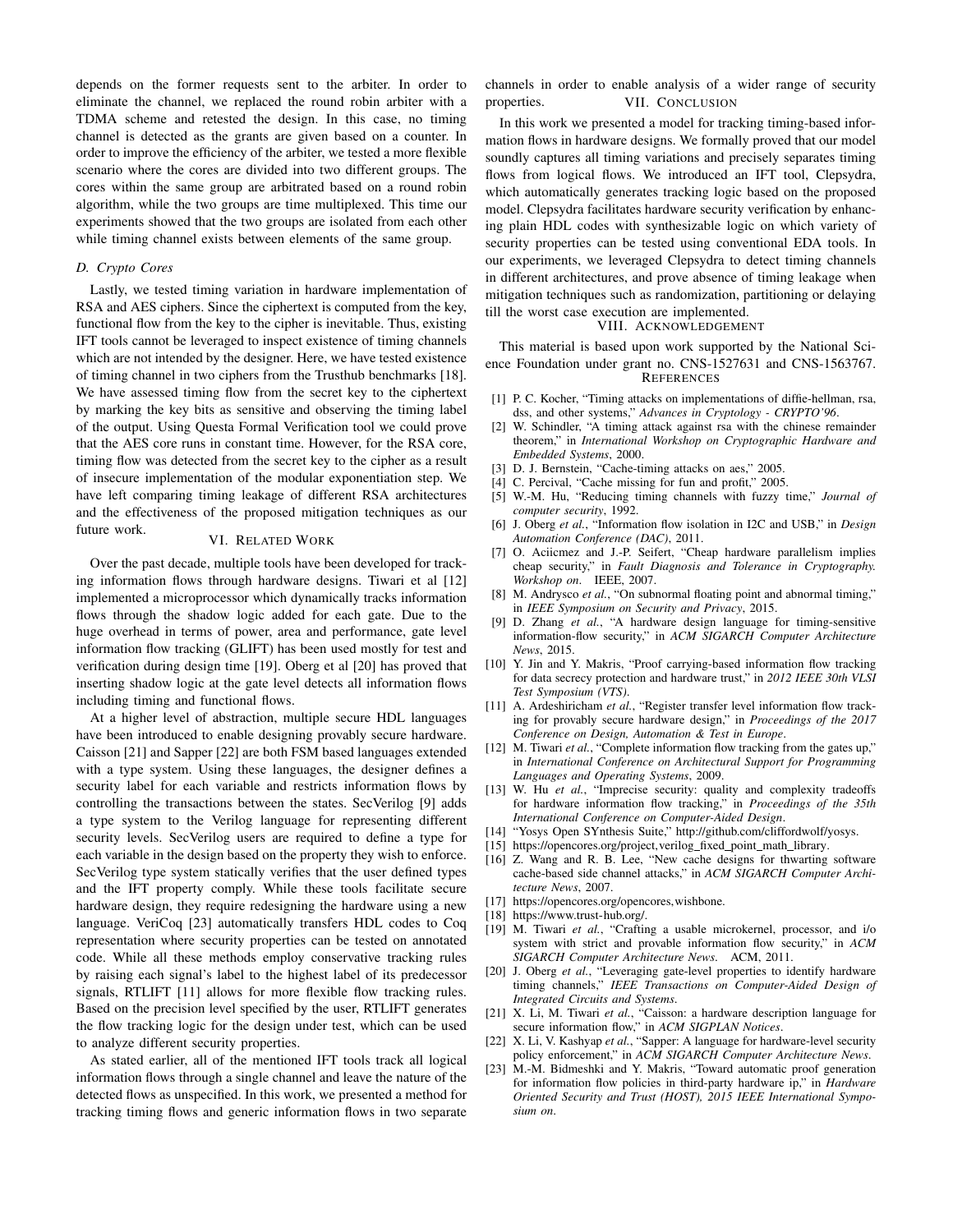depends on the former requests sent to the arbiter. In order to eliminate the channel, we replaced the round robin arbiter with a TDMA scheme and retested the design. In this case, no timing channel is detected as the grants are given based on a counter. In order to improve the efficiency of the arbiter, we tested a more flexible scenario where the cores are divided into two different groups. The cores within the same group are arbitrated based on a round robin algorithm, while the two groups are time multiplexed. This time our experiments showed that the two groups are isolated from each other while timing channel exists between elements of the same group.

### *D. Crypto Cores*

Lastly, we tested timing variation in hardware implementation of RSA and AES ciphers. Since the ciphertext is computed from the key, functional flow from the key to the cipher is inevitable. Thus, existing IFT tools cannot be leveraged to inspect existence of timing channels which are not intended by the designer. Here, we have tested existence of timing channel in two ciphers from the Trusthub benchmarks [18]. We have assessed timing flow from the secret key to the ciphertext by marking the key bits as sensitive and observing the timing label of the output. Using Questa Formal Verification tool we could prove that the AES core runs in constant time. However, for the RSA core, timing flow was detected from the secret key to the cipher as a result of insecure implementation of the modular exponentiation step. We have left comparing timing leakage of different RSA architectures and the effectiveness of the proposed mitigation techniques as our future work.

## VI. Related Work

Over the past decade, multiple tools have been developed for tracking information flows through hardware designs. Tiwari et al [12] implemented a microprocessor which dynamically tracks information flows through the shadow logic added for each gate. Due to the huge overhead in terms of power, area and performance, gate level information flow tracking (GLIFT) has been used mostly for test and verification during design time [19]. Oberg et al [20] has proved that inserting shadow logic at the gate level detects all information flows including timing and functional flows.

At a higher level of abstraction, multiple secure HDL languages have been introduced to enable designing provably secure hardware. Caisson [21] and Sapper [22] are both FSM based languages extended with a type system. Using these languages, the designer defines a security label for each variable and restricts information flows by controlling the transactions between the states. SecVerilog [9] adds a type system to the Verilog language for representing different security levels. SecVerilog users are required to define a type for each variable in the design based on the property they wish to enforce. SecVerilog type system statically verifies that the user defined types and the IFT property comply. While these tools facilitate secure hardware design, they require redesigning the hardware using a new language. VeriCoq [23] automatically transfers HDL codes to Coq representation where security properties can be tested on annotated code. While all these methods employ conservative tracking rules by raising each signal's label to the highest label of its predecessor signals, RTLIFT [11] allows for more flexible flow tracking rules. Based on the precision level specified by the user, RTLIFT generates the flow tracking logic for the design under test, which can be used to analyze different security properties.

As stated earlier, all of the mentioned IFT tools track all logical information flows through a single channel and leave the nature of the detected flows as unspecified. In this work, we presented a method for tracking timing flows and generic information flows in two separate channels in order to enable analysis of a wider range of security properties.

## VII. Conclusion

In this work we presented a model for tracking timing-based information flows in hardware designs. We formally proved that our model soundly captures all timing variations and precisely separates timing flows from logical flows. We introduced an IFT tool, Clepsydra, which automatically generates tracking logic based on the proposed model. Clepsydra facilitates hardware security verification by enhancing plain HDL codes with synthesizable logic on which variety of security properties can be tested using conventional EDA tools. In our experiments, we leveraged Clepsydra to detect timing channels in different architectures, and prove absence of timing leakage when mitigation techniques such as randomization, partitioning or delaying till the worst case execution are implemented.

## VIII. Acknowledgement

This material is based upon work supported by the National Science Foundation under grant no. CNS-1527631 and CNS-1563767.

## References

[1] P. C. Kocher, "Timing attacks on implementations of diffie-hellman, rsa, dss, and other systems," *Advances in Cryptology - CRYPTO'96*.

[2] W. Schindler, "A timing attack against rsa with the chinese remainder theorem," in *International Workshop on Cryptographic Hardware and Embedded Systems*, 2000.

[3] D. J. Bernstein, "Cache-timing attacks on aes," 2005.

[4] C. Percival, "Cache missing for fun and profit," 2005.

[5] W.-M. Hu, "Reducing timing channels with fuzzy time," *Journal of computer security*, 1992.

[6] J. Oberg *et al.*, "Information flow isolation in I2C and USB," in *Design Automation Conference (DAC)*, 2011.

[7] O. Aciicmez and J.-P. Seifert, "Cheap hardware parallelism implies cheap security," in *Fault Diagnosis and Tolerance in Cryptography. Workshop on*. IEEE, 2007.

[8] M. Andrysco *et al.*, "On subnormal floating point and abnormal timing," in *IEEE Symposium on Security and Privacy*, 2015.

[9] D. Zhang *et al.*, "A hardware design language for timing-sensitive information-flow security," in *ACM SIGARCH Computer Architecture News*, 2015.

[10] Y. Jin and Y. Makris, "Proof carrying-based information flow tracking for data secrecy protection and hardware trust," in *2012 IEEE 30th VLSI Test Symposium (VTS)*.

[11] A. Ardeshiricham *et al.*, "Register transfer level information flow tracking for provably secure hardware design," in *Proceedings of the 2017 Conference on Design, Automation & Test in Europe*.

[12] M. Tiwari *et al.*, "Complete information flow tracking from the gates up," in *International Conference on Architectural Support for Programming Languages and Operating Systems*, 2009.

[13] W. Hu *et al.*, "Imprecise security: quality and complexity tradeoffs for hardware information flow tracking," in *Proceedings of the 35th International Conference on Computer-Aided Design*.

[14] "Yosys Open SYnthesis Suite," http://github.com/cliffordwolf/yosys.

[15] https://opencores.org/project,verilog_fixed_point_math_library.

[16] Z. Wang and R. B. Lee, "New cache designs for thwarting software cache-based side channel attacks," in *ACM SIGARCH Computer Architecture News*, 2007.

[17] https://opencores.org/opencores,wishbone.

[18] https://www.trust-hub.org/.

[19] M. Tiwari *et al.*, "Crafting a usable microkernel, processor, and i/o system with strict and provable information flow security," in *ACM SIGARCH Computer Architecture News*. ACM, 2011.

[20] J. Oberg *et al.*, "Leveraging gate-level properties to identify hardware timing channels," *IEEE Transactions on Computer-Aided Design of Integrated Circuits and Systems*.

[21] X. Li, M. Tiwari *et al.*, "Caisson: a hardware description language for secure information flow," in *ACM SIGPLAN Notices*.

[22] X. Li, V. Kashyap *et al.*, "Sapper: A language for hardware-level security policy enforcement," in *ACM SIGARCH Computer Architecture News*.

[23] M.-M. Bidmeshki and Y. Makris, "Toward automatic proof generation for information flow policies in third-party hardware ip," in *Hardware Oriented Security and Trust (HOST), 2015 IEEE International Symposium on*.